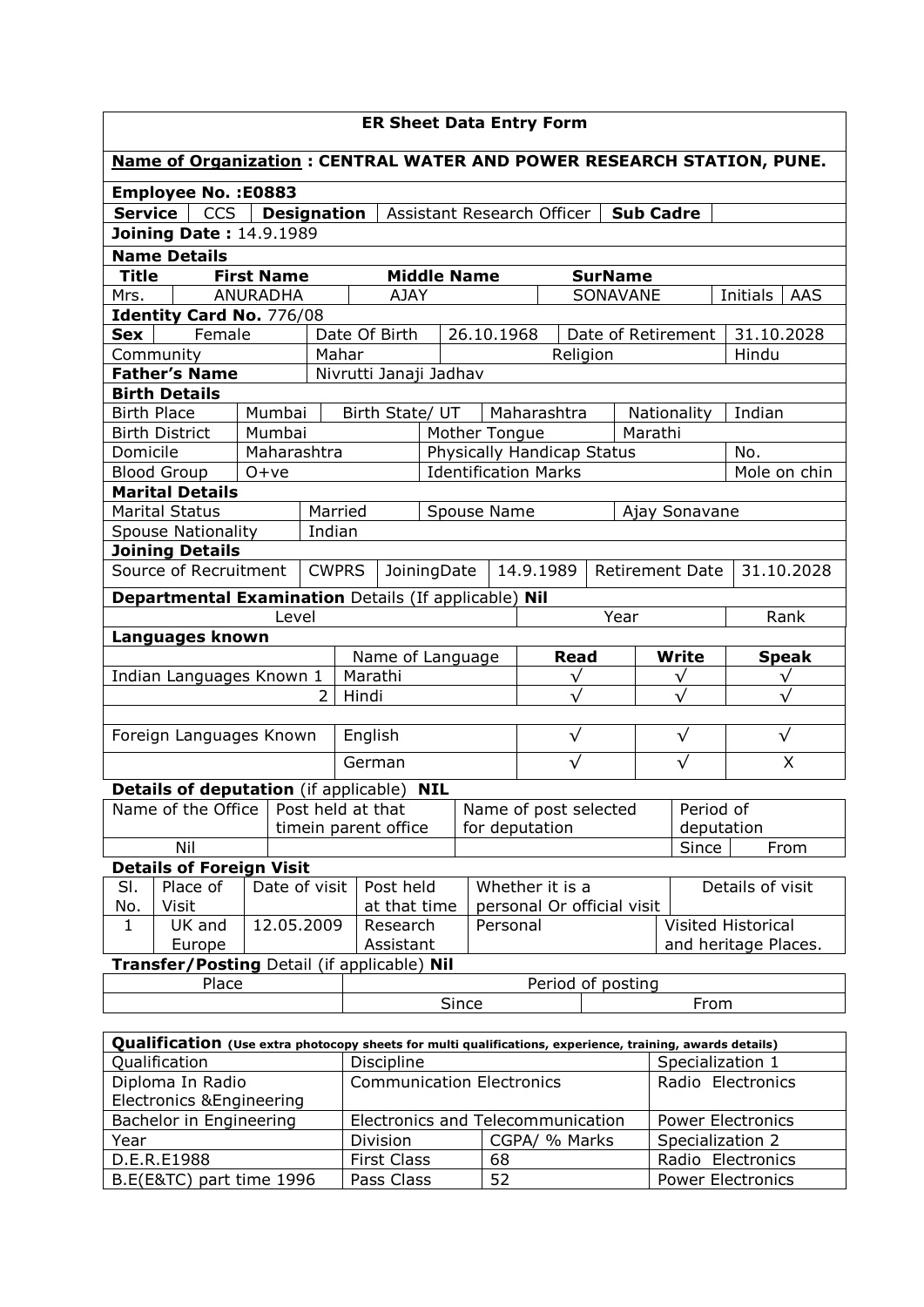# ER Sheet Data Entry Form

**Name of Organization : CENTRAL WATER AND POWER RESEARCH STATION, PUNE.**

**Employee No. :E0883**

| **Service** | CCS | **Designation** | Assistant Research Officer | **Sub Cadre** | |
|---|---|---|---|---|---|

**Joining Date :** 14.9.1989

**Name Details**

| **Title** | **First Name** | **Middle Name** | **SurName** | | |
|---|---|---|---|---|---|
| Mrs. | ANURADHA | AJAY | SONAVANE | Initials | AAS |

**Identity Card No.** 776/08

| **Sex** | Female | Date Of Birth | 26.10.1968 | Date of Retirement | 31.10.2028 |
|---|---|---|---|---|---|
| Community | | Mahar | Religion | | Hindu |

| **Father's Name** | Nivrutti Janaji Jadhav |
|---|---|

**Birth Details**

| Birth Place | Mumbai | Birth State/ UT | Maharashtra | Nationality | Indian |
|---|---|---|---|---|---|
| Birth District | Mumbai | Mother Tongue | | Marathi | |
| Domicile | Maharashtra | Physically Handicap Status | | | No. |
| Blood Group | O+ve | Identification Marks | | | Mole on chin |

**Marital Details**

| Marital Status | Married | Spouse Name | Ajay Sonavane |
|---|---|---|---|
| Spouse Nationality | Indian | | |

**Joining Details**

| Source of Recruitment | CWPRS | JoiningDate | 14.9.1989 | Retirement Date | 31.10.2028 |
|---|---|---|---|---|---|

**Departmental Examination** Details (If applicable) **Nil**

| Level | Year | Rank |
|---|---|---|
| | | |

**Languages known**

| | | Name of Language | **Read** | **Write** | **Speak** |
|---|---|---|---|---|---|
| Indian Languages Known | 1 | Marathi | √ | √ | √ |
| | 2 | Hindi | √ | √ | √ |
| | | | | | |
| Foreign Languages Known | | English | √ | √ | √ |
| | | German | √ | √ | X |

**Details of deputation** (if applicable) **NIL**

| Name of the Office | Post held at that timein parent office | Name of post selected for deputation | Period of deputation | |
|---|---|---|---|---|
| | | | Since | From |
| Nil | | | | |

**Details of Foreign Visit**

| Sl. No. | Place of Visit | Date of visit | Post held at that time | Whether it is a personal Or official visit | Details of visit |
|---|---|---|---|---|---|
| 1 | UK and Europe | 12.05.2009 | Research Assistant | Personal | Visited Historical and heritage Places. |

**Transfer/Posting** Detail (if applicable) **Nil**

| Place | Period of posting | |
|---|---|---|
| | Since | From |

**Qualification** (Use extra photocopy sheets for multi qualifications, experience, training, awards details)

| Qualification | Discipline | | Specialization 1 |
|---|---|---|---|
| Diploma In Radio Electronics &Engineering | Communication Electronics | | Radio Electronics |
| Bachelor in Engineering | Electronics and Telecommunication | | Power Electronics |
| Year | Division | CGPA/ % Marks | Specialization 2 |
| D.E.R.E1988 | First Class | 68 | Radio Electronics |
| B.E(E&TC) part time 1996 | Pass Class | 52 | Power Electronics |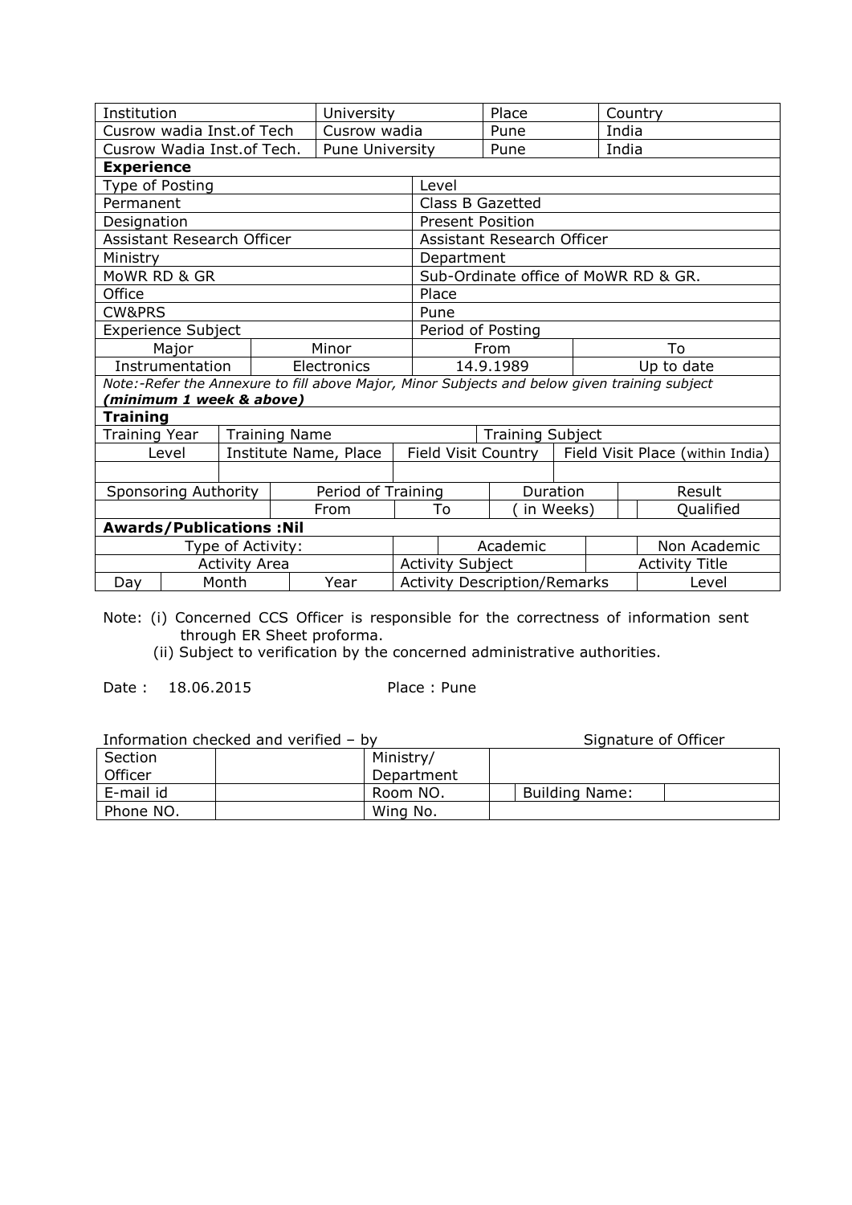| Institution | University | Place | Country |
|---|---|---|---|
| Cusrow wadia Inst.of Tech | Cusrow wadia | Pune | India |
| Cusrow Wadia Inst.of Tech. | Pune University | Pune | India |

**Experience**

| Type of Posting | Level |
|---|---|
| Permanent | Class B Gazetted |
| Designation | Present Position |
| Assistant Research Officer | Assistant Research Officer |
| Ministry | Department |
| MoWR RD & GR | Sub-Ordinate office of MoWR RD & GR. |
| Office | Place |
| CW&PRS | Pune |

| Experience Subject | | Period of Posting | |
|---|---|---|---|
| Major | Minor | From | To |
| Instrumentation | Electronics | 14.9.1989 | Up to date |

*Note:-Refer the Annexure to fill above Major, Minor Subjects and below given training subject* ***(minimum 1 week & above)***

**Training**

| Training Year | Training Name | | Training Subject |
|---|---|---|---|
| Level | Institute Name, Place | Field Visit Country | Field Visit Place (within India) |
| | | | |

| Sponsoring Authority | Period of Training | | Duration | Result |
|---|---|---|---|---|
| | From | To | ( in Weeks) | Qualified |

**Awards/Publications :Nil**

| Type of Activity: | | Academic | | Non Academic |
|---|---|---|---|---|
| Activity Area | Activity Subject | | Activity Title | |

| Day | Month | Year | Activity Description/Remarks | Level |
|---|---|---|---|---|

Note: (i) Concerned CCS Officer is responsible for the correctness of information sent through ER Sheet proforma.
(ii) Subject to verification by the concerned administrative authorities.

Date : 18.06.2015 Place : Pune

Information checked and verified – by Signature of Officer

| | | | | |
|---|---|---|---|---|
| Section Officer | | Ministry/ Department | | |
| E-mail id | | Room NO. | Building Name: | |
| Phone NO. | | Wing No. | | |